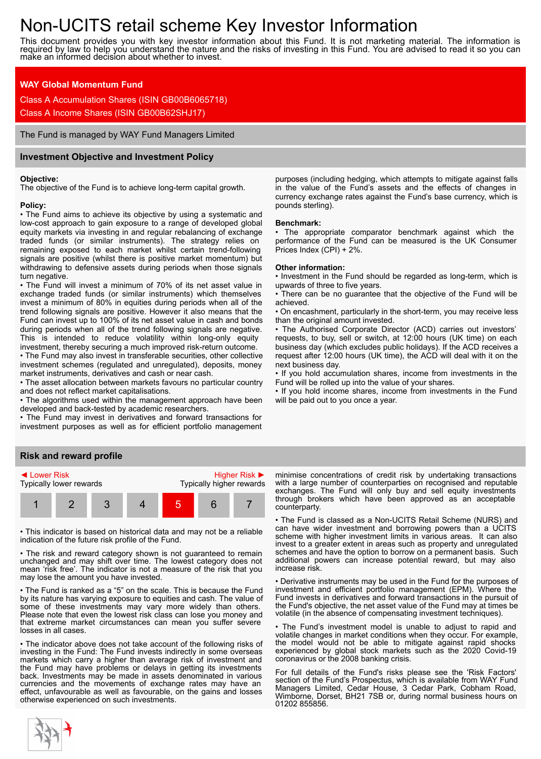# Non-UCITS retail scheme Key Investor Information

This document provides you with key investor information about this Fund. It is not marketing material. The information is required by law to help you understand the nature and the risks of investing in this Fund. You are advised to read it so you can make an informed decision about whether to invest.

**WAY Global Momentum Fund**

Class A Accumulation Shares (ISIN GB00B6065718)

Class A Income Shares (ISIN GB00B62SHJ17)

The Fund is managed by WAY Fund Managers Limited

## Investment Objective and Investment Policy

**Objective:**
The objective of the Fund is to achieve long-term capital growth.

**Policy:**

- The Fund aims to achieve its objective by using a systematic and low-cost approach to gain exposure to a range of developed global equity markets via investing in and regular rebalancing of exchange traded funds (or similar instruments). The strategy relies on remaining exposed to each market whilst certain trend-following signals are positive (whilst there is positive market momentum) but withdrawing to defensive assets during periods when those signals turn negative.
- The Fund will invest a minimum of 70% of its net asset value in exchange traded funds (or similar instruments) which themselves invest a minimum of 80% in equities during periods when all of the trend following signals are positive. However it also means that the Fund can invest up to 100% of its net asset value in cash and bonds during periods when all of the trend following signals are negative. This is intended to reduce volatility within long-only equity investment, thereby securing a much improved risk-return outcome.
- The Fund may also invest in transferable securities, other collective investment schemes (regulated and unregulated), deposits, money market instruments, derivatives and cash or near cash.
- The asset allocation between markets favours no particular country and does not reflect market capitalisations.
- The algorithms used within the management approach have been developed and back-tested by academic researchers.
- The Fund may invest in derivatives and forward transactions for investment purposes as well as for efficient portfolio management purposes (including hedging, which attempts to mitigate against falls in the value of the Fund's assets and the effects of changes in currency exchange rates against the Fund's base currency, which is pounds sterling).

**Benchmark:**

- The appropriate comparator benchmark against which the performance of the Fund can be measured is the UK Consumer Prices Index (CPI) + 2%.

**Other information:**

- Investment in the Fund should be regarded as long-term, which is upwards of three to five years.
- There can be no guarantee that the objective of the Fund will be achieved.
- On encashment, particularly in the short-term, you may receive less than the original amount invested.
- The Authorised Corporate Director (ACD) carries out investors' requests, to buy, sell or switch, at 12:00 hours (UK time) on each business day (which excludes public holidays). If the ACD receives a request after 12:00 hours (UK time), the ACD will deal with it on the next business day.
- If you hold accumulation shares, income from investments in the Fund will be rolled up into the value of your shares.
- If you hold income shares, income from investments in the Fund will be paid out to you once a year.

## Risk and reward profile

◄ Lower Risk — Typically lower rewards | Higher Risk ► — Typically higher rewards

| 1 | 2 | 3 | 4 | **5** | 6 | 7 |
|---|---|---|---|---|---|---|

- This indicator is based on historical data and may not be a reliable indication of the future risk profile of the Fund.
- The risk and reward category shown is not guaranteed to remain unchanged and may shift over time. The lowest category does not mean 'risk free'. The indicator is not a measure of the risk that you may lose the amount you have invested.
- The Fund is ranked as a "5" on the scale. This is because the Fund by its nature has varying exposure to equities and cash. The value of some of these investments may vary more widely than others. Please note that even the lowest risk class can lose you money and that extreme market circumstances can mean you suffer severe losses in all cases.
- The indicator above does not take account of the following risks of investing in the Fund: The Fund invests indirectly in some overseas markets which carry a higher than average risk of investment and the Fund may have problems or delays in getting its investments back. Investments may be made in assets denominated in various currencies and the movements of exchange rates may have an effect, unfavourable as well as favourable, on the gains and losses otherwise experienced on such investments. minimise concentrations of credit risk by undertaking transactions with a large number of counterparties on recognised and reputable exchanges. The Fund will only buy and sell equity investments through brokers which have been approved as an acceptable counterparty.
- The Fund is classed as a Non-UCITS Retail Scheme (NURS) and can have wider investment and borrowing powers than a UCITS scheme with higher investment limits in various areas. It can also invest to a greater extent in areas such as property and unregulated schemes and have the option to borrow on a permanent basis. Such additional powers can increase potential reward, but may also increase risk.
- Derivative instruments may be used in the Fund for the purposes of investment and efficient portfolio management (EPM). Where the Fund invests in derivatives and forward transactions in the pursuit of the Fund's objective, the net asset value of the Fund may at times be volatile (in the absence of compensating investment techniques).
- The Fund's investment model is unable to adjust to rapid and volatile changes in market conditions when they occur. For example, the model would not be able to mitigate against rapid shocks experienced by global stock markets such as the 2020 Covid-19 coronavirus or the 2008 banking crisis.

For full details of the Fund's risks please see the 'Risk Factors' section of the Fund's Prospectus, which is available from WAY Fund Managers Limited, Cedar House, 3 Cedar Park, Cobham Road, Wimborne, Dorset, BH21 7SB or, during normal business hours on 01202 855856.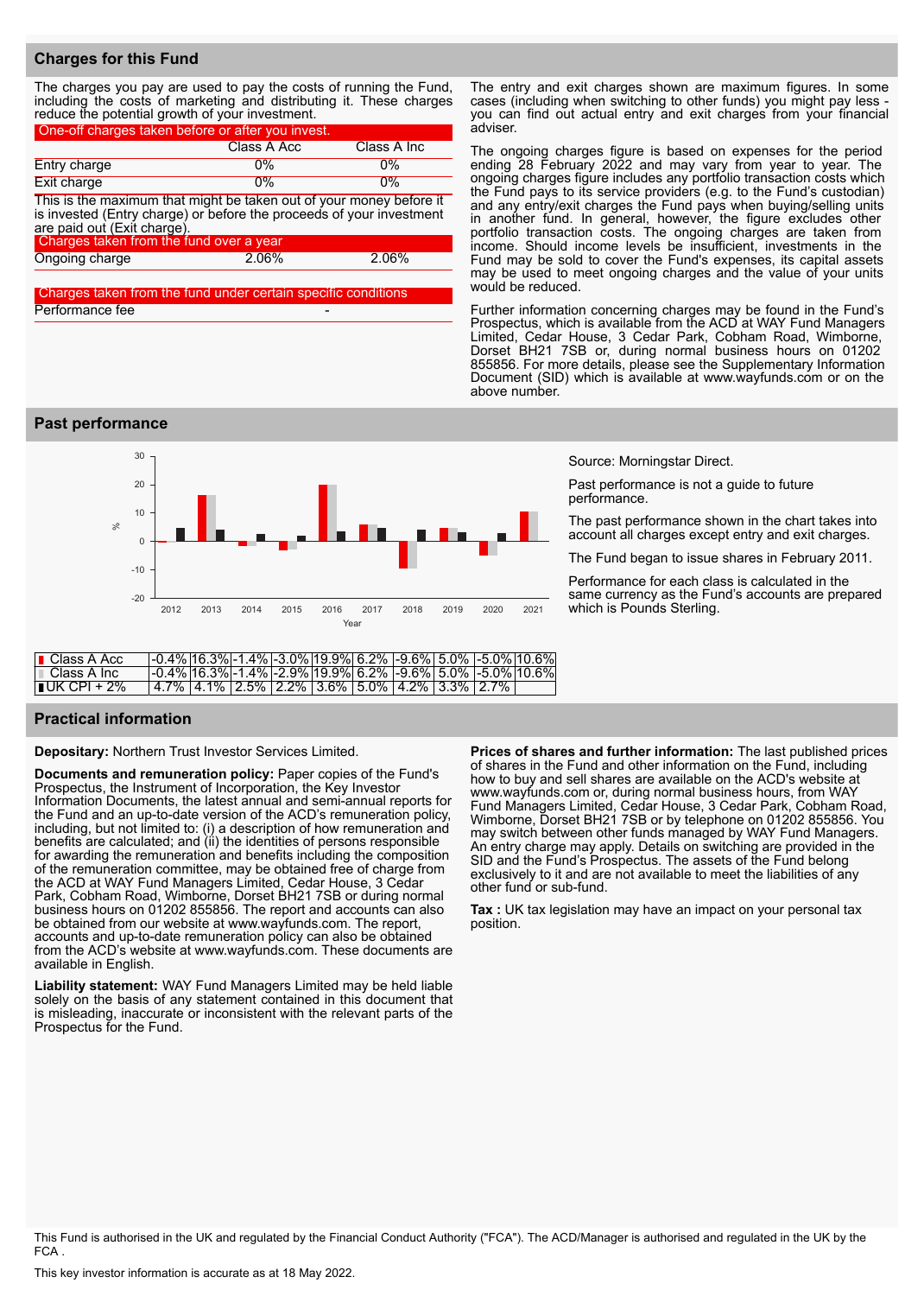## Charges for this Fund

The charges you pay are used to pay the costs of running the Fund, including the costs of marketing and distributing it. These charges reduce the potential growth of your investment.

| One-off charges taken before or after you invest. | Class A Acc | Class A Inc |
|---|---|---|
| Entry charge | 0% | 0% |
| Exit charge | 0% | 0% |

This is the maximum that might be taken out of your money before it is invested (Entry charge) or before the proceeds of your investment are paid out (Exit charge).

| Charges taken from the fund over a year | | |
|---|---|---|
| Ongoing charge | 2.06% | 2.06% |

| Charges taken from the fund under certain specific conditions | |
|---|---|
| Performance fee | - |

The entry and exit charges shown are maximum figures. In some cases (including when switching to other funds) you might pay less - you can find out actual entry and exit charges from your financial adviser.

The ongoing charges figure is based on expenses for the period ending 28 February 2022 and may vary from year to year. The ongoing charges figure includes any portfolio transaction costs which the Fund pays to its service providers (e.g. to the Fund's custodian) and any entry/exit charges the Fund pays when buying/selling units in another fund. In general, however, the figure excludes other portfolio transaction costs. The ongoing charges are taken from income. Should income levels be insufficient, investments in the Fund may be sold to cover the Fund's expenses, its capital assets may be used to meet ongoing charges and the value of your units would be reduced.

Further information concerning charges may be found in the Fund's Prospectus, which is available from the ACD at WAY Fund Managers Limited, Cedar House, 3 Cedar Park, Cobham Road, Wimborne, Dorset BH21 7SB or, during normal business hours on 01202 855856. For more details, please see the Supplementary Information Document (SID) which is available at www.wayfunds.com or on the above number.

## Past performance

30
20
10
%
0
-10
-20
2012 2013 2014 2015 2016 2017 2018 2019 2020 2021
Year

| | 2012 | 2013 | 2014 | 2015 | 2016 | 2017 | 2018 | 2019 | 2020 | 2021 |
|---|---|---|---|---|---|---|---|---|---|---|
| Class A Acc | -0.4% | 16.3% | -1.4% | -3.0% | 19.9% | 6.2% | -9.6% | 5.0% | -5.0% | 10.6% |
| Class A Inc | -0.4% | 16.3% | -1.4% | -2.9% | 19.9% | 6.2% | -9.6% | 5.0% | -5.0% | 10.6% |
| UK CPI + 2% | 4.7% | 4.1% | 2.5% | 2.2% | 3.6% | 5.0% | 4.2% | 3.3% | 2.7% | |

Source: Morningstar Direct.

Past performance is not a guide to future performance.

The past performance shown in the chart takes into account all charges except entry and exit charges.

The Fund began to issue shares in February 2011.

Performance for each class is calculated in the same currency as the Fund's accounts are prepared which is Pounds Sterling.

## Practical information

**Depositary:** Northern Trust Investor Services Limited.

**Documents and remuneration policy:** Paper copies of the Fund's Prospectus, the Instrument of Incorporation, the Key Investor Information Documents, the latest annual and semi-annual reports for the Fund and an up-to-date version of the ACD's remuneration policy, including, but not limited to: (i) a description of how remuneration and benefits are calculated; and (ii) the identities of persons responsible for awarding the remuneration and benefits including the composition of the remuneration committee, may be obtained free of charge from the ACD at WAY Fund Managers Limited, Cedar House, 3 Cedar Park, Cobham Road, Wimborne, Dorset BH21 7SB or during normal business hours on 01202 855856. The report and accounts can also be obtained from our website at www.wayfunds.com. The report, accounts and up-to-date remuneration policy can also be obtained from the ACD's website at www.wayfunds.com. These documents are available in English.

**Liability statement:** WAY Fund Managers Limited may be held liable solely on the basis of any statement contained in this document that is misleading, inaccurate or inconsistent with the relevant parts of the Prospectus for the Fund.

**Prices of shares and further information:** The last published prices of shares in the Fund and other information on the Fund, including how to buy and sell shares are available on the ACD's website at www.wayfunds.com or, during normal business hours, from WAY Fund Managers Limited, Cedar House, 3 Cedar Park, Cobham Road, Wimborne, Dorset BH21 7SB or by telephone on 01202 855856. You may switch between other funds managed by WAY Fund Managers. An entry charge may apply. Details on switching are provided in the SID and the Fund's Prospectus. The assets of the Fund belong exclusively to it and are not available to meet the liabilities of any other fund or sub-fund.

**Tax :** UK tax legislation may have an impact on your personal tax position.

This Fund is authorised in the UK and regulated by the Financial Conduct Authority ("FCA"). The ACD/Manager is authorised and regulated in the UK by the FCA .

This key investor information is accurate as at 18 May 2022.